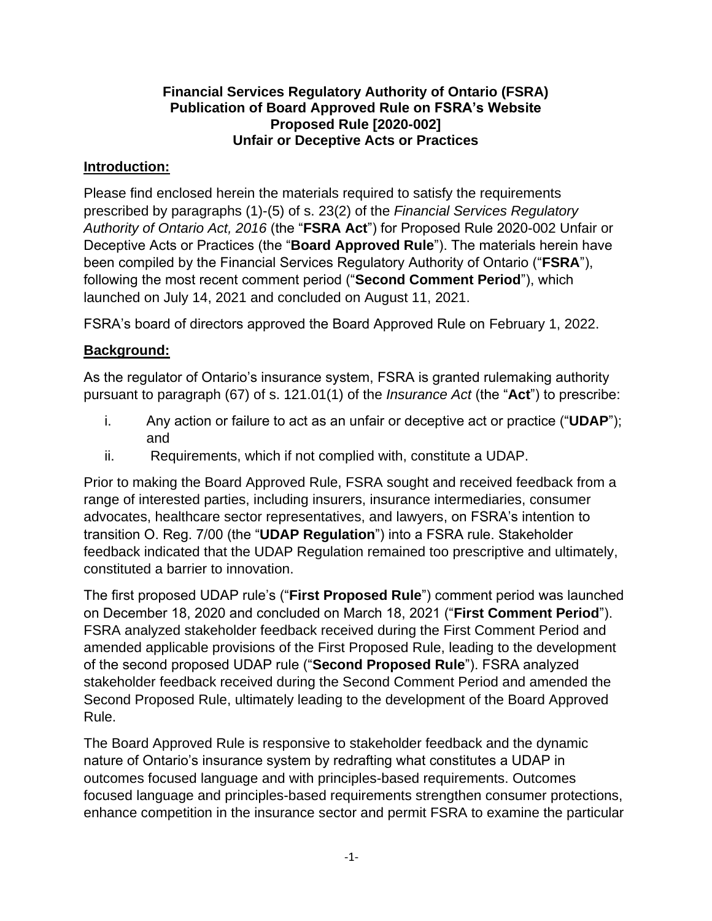**Financial Services Regulatory Authority of Ontario (FSRA)**
**Publication of Board Approved Rule on FSRA's Website**
**Proposed Rule [2020-002]**
**Unfair or Deceptive Acts or Practices**

## Introduction:

Please find enclosed herein the materials required to satisfy the requirements prescribed by paragraphs (1)-(5) of s. 23(2) of the *Financial Services Regulatory Authority of Ontario Act, 2016* (the "**FSRA Act**") for Proposed Rule 2020-002 Unfair or Deceptive Acts or Practices (the "**Board Approved Rule**"). The materials herein have been compiled by the Financial Services Regulatory Authority of Ontario ("**FSRA**"), following the most recent comment period ("**Second Comment Period**"), which launched on July 14, 2021 and concluded on August 11, 2021.

FSRA's board of directors approved the Board Approved Rule on February 1, 2022.

## Background:

As the regulator of Ontario's insurance system, FSRA is granted rulemaking authority pursuant to paragraph (67) of s. 121.01(1) of the *Insurance Act* (the "**Act**") to prescribe:

i. Any action or failure to act as an unfair or deceptive act or practice ("**UDAP**"); and
ii. Requirements, which if not complied with, constitute a UDAP.

Prior to making the Board Approved Rule, FSRA sought and received feedback from a range of interested parties, including insurers, insurance intermediaries, consumer advocates, healthcare sector representatives, and lawyers, on FSRA's intention to transition O. Reg. 7/00 (the "**UDAP Regulation**") into a FSRA rule. Stakeholder feedback indicated that the UDAP Regulation remained too prescriptive and ultimately, constituted a barrier to innovation.

The first proposed UDAP rule's ("**First Proposed Rule**") comment period was launched on December 18, 2020 and concluded on March 18, 2021 ("**First Comment Period**"). FSRA analyzed stakeholder feedback received during the First Comment Period and amended applicable provisions of the First Proposed Rule, leading to the development of the second proposed UDAP rule ("**Second Proposed Rule**"). FSRA analyzed stakeholder feedback received during the Second Comment Period and amended the Second Proposed Rule, ultimately leading to the development of the Board Approved Rule.

The Board Approved Rule is responsive to stakeholder feedback and the dynamic nature of Ontario's insurance system by redrafting what constitutes a UDAP in outcomes focused language and with principles-based requirements. Outcomes focused language and principles-based requirements strengthen consumer protections, enhance competition in the insurance sector and permit FSRA to examine the particular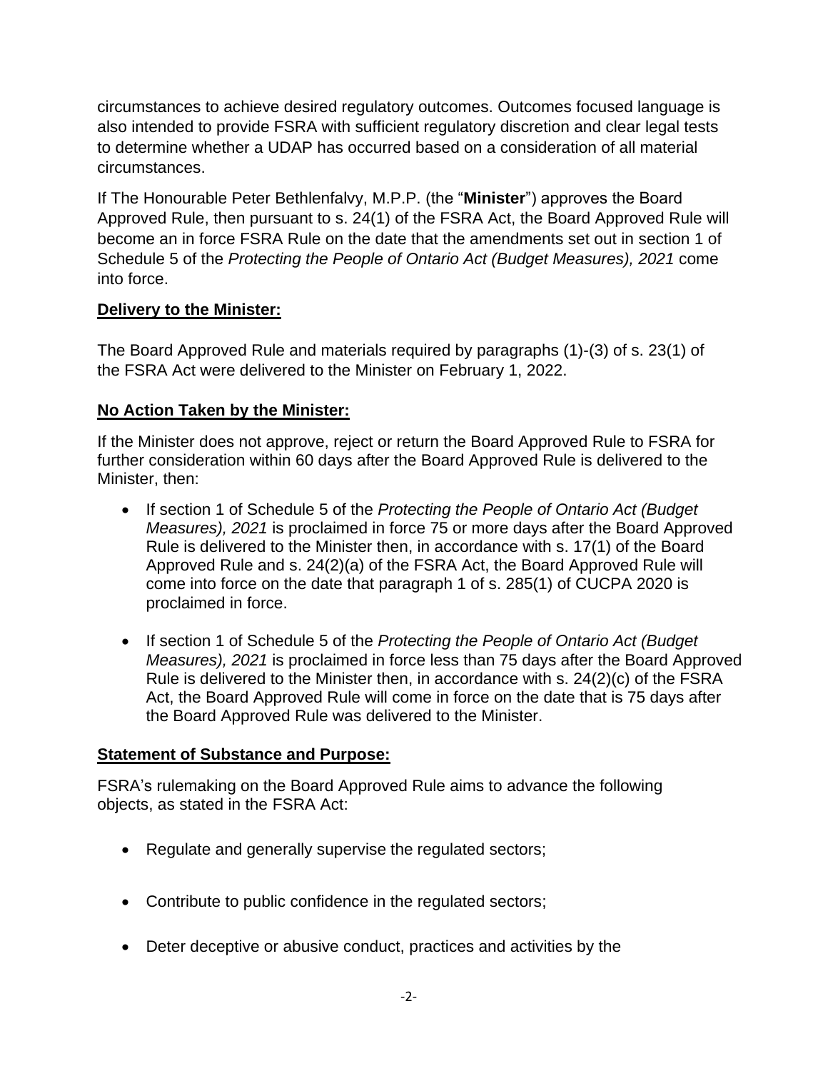circumstances to achieve desired regulatory outcomes. Outcomes focused language is also intended to provide FSRA with sufficient regulatory discretion and clear legal tests to determine whether a UDAP has occurred based on a consideration of all material circumstances.

If The Honourable Peter Bethlenfalvy, M.P.P. (the "**Minister**") approves the Board Approved Rule, then pursuant to s. 24(1) of the FSRA Act, the Board Approved Rule will become an in force FSRA Rule on the date that the amendments set out in section 1 of Schedule 5 of the *Protecting the People of Ontario Act (Budget Measures), 2021* come into force.

## Delivery to the Minister:

The Board Approved Rule and materials required by paragraphs (1)-(3) of s. 23(1) of the FSRA Act were delivered to the Minister on February 1, 2022.

## No Action Taken by the Minister:

If the Minister does not approve, reject or return the Board Approved Rule to FSRA for further consideration within 60 days after the Board Approved Rule is delivered to the Minister, then:

- If section 1 of Schedule 5 of the *Protecting the People of Ontario Act (Budget Measures), 2021* is proclaimed in force 75 or more days after the Board Approved Rule is delivered to the Minister then, in accordance with s. 17(1) of the Board Approved Rule and s. 24(2)(a) of the FSRA Act, the Board Approved Rule will come into force on the date that paragraph 1 of s. 285(1) of CUCPA 2020 is proclaimed in force.

- If section 1 of Schedule 5 of the *Protecting the People of Ontario Act (Budget Measures), 2021* is proclaimed in force less than 75 days after the Board Approved Rule is delivered to the Minister then, in accordance with s. 24(2)(c) of the FSRA Act, the Board Approved Rule will come in force on the date that is 75 days after the Board Approved Rule was delivered to the Minister.

## Statement of Substance and Purpose:

FSRA's rulemaking on the Board Approved Rule aims to advance the following objects, as stated in the FSRA Act:

- Regulate and generally supervise the regulated sectors;

- Contribute to public confidence in the regulated sectors;

- Deter deceptive or abusive conduct, practices and activities by the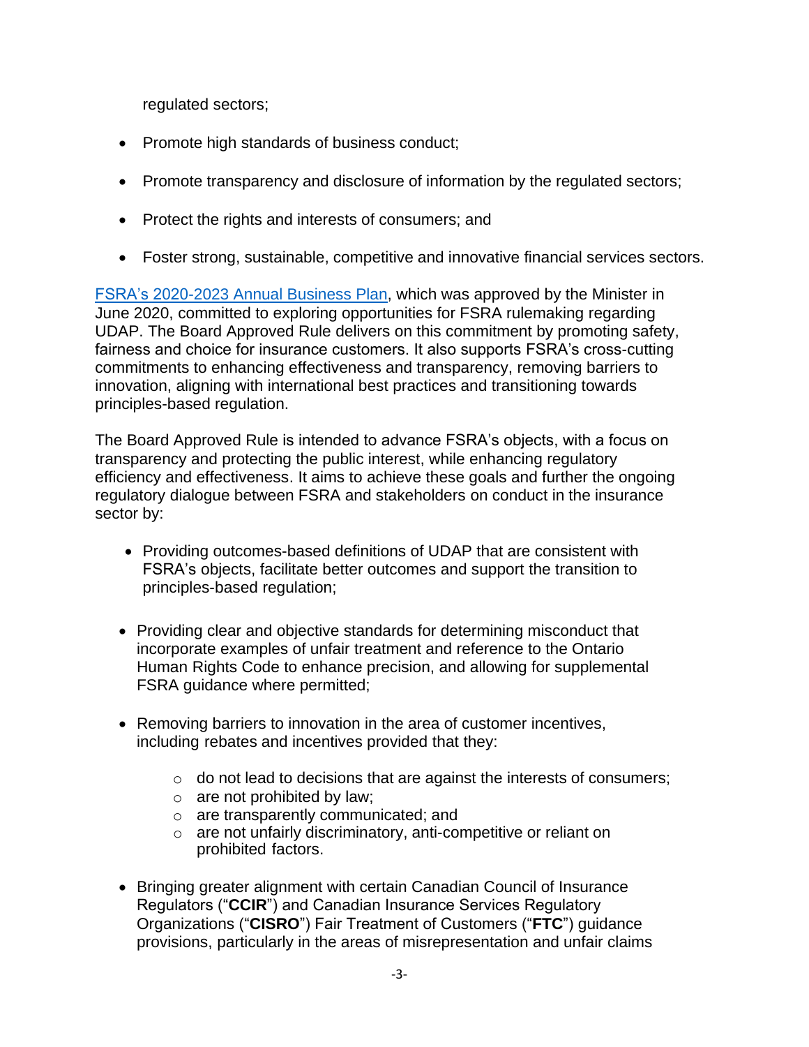regulated sectors;

- Promote high standards of business conduct;
- Promote transparency and disclosure of information by the regulated sectors;
- Protect the rights and interests of consumers; and
- Foster strong, sustainable, competitive and innovative financial services sectors.

FSRA's 2020-2023 Annual Business Plan, which was approved by the Minister in June 2020, committed to exploring opportunities for FSRA rulemaking regarding UDAP. The Board Approved Rule delivers on this commitment by promoting safety, fairness and choice for insurance customers. It also supports FSRA's cross-cutting commitments to enhancing effectiveness and transparency, removing barriers to innovation, aligning with international best practices and transitioning towards principles-based regulation.

The Board Approved Rule is intended to advance FSRA's objects, with a focus on transparency and protecting the public interest, while enhancing regulatory efficiency and effectiveness. It aims to achieve these goals and further the ongoing regulatory dialogue between FSRA and stakeholders on conduct in the insurance sector by:

- Providing outcomes-based definitions of UDAP that are consistent with FSRA's objects, facilitate better outcomes and support the transition to principles-based regulation;
- Providing clear and objective standards for determining misconduct that incorporate examples of unfair treatment and reference to the Ontario Human Rights Code to enhance precision, and allowing for supplemental FSRA guidance where permitted;
- Removing barriers to innovation in the area of customer incentives, including rebates and incentives provided that they:
  - do not lead to decisions that are against the interests of consumers;
  - are not prohibited by law;
  - are transparently communicated; and
  - are not unfairly discriminatory, anti-competitive or reliant on prohibited factors.
- Bringing greater alignment with certain Canadian Council of Insurance Regulators ("**CCIR**") and Canadian Insurance Services Regulatory Organizations ("**CISRO**") Fair Treatment of Customers ("**FTC**") guidance provisions, particularly in the areas of misrepresentation and unfair claims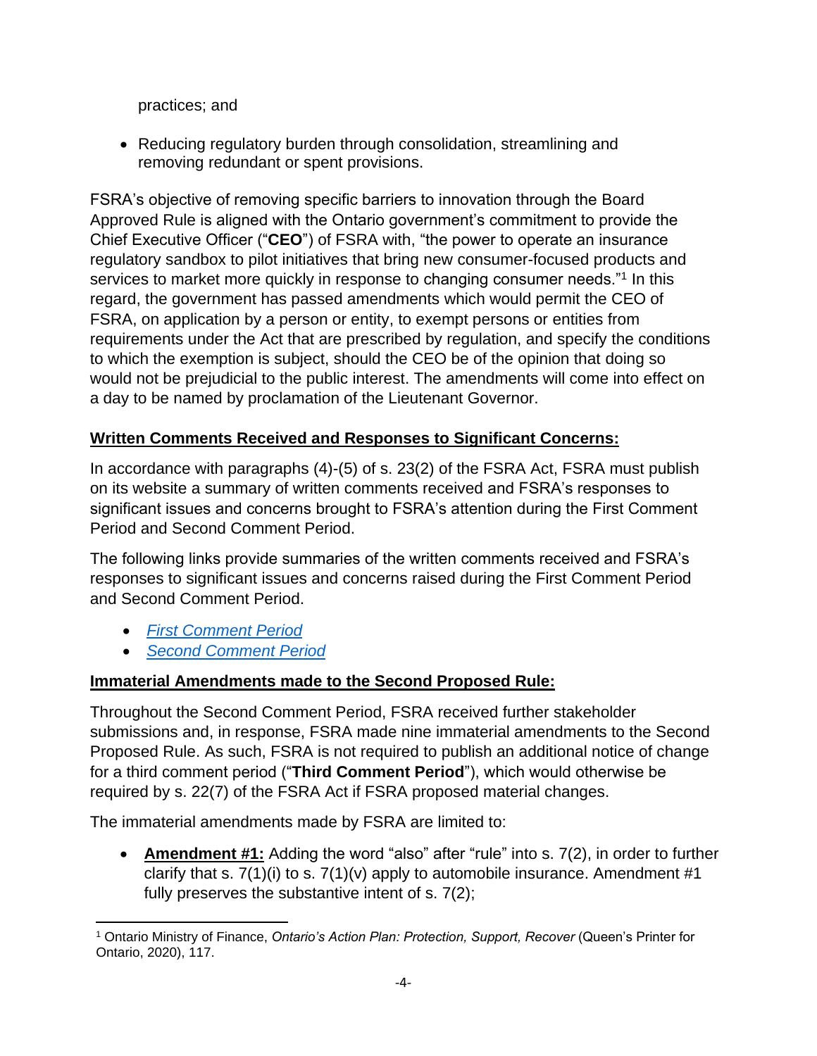practices; and

- Reducing regulatory burden through consolidation, streamlining and removing redundant or spent provisions.

FSRA's objective of removing specific barriers to innovation through the Board Approved Rule is aligned with the Ontario government's commitment to provide the Chief Executive Officer ("**CEO**") of FSRA with, "the power to operate an insurance regulatory sandbox to pilot initiatives that bring new consumer-focused products and services to market more quickly in response to changing consumer needs."[1] In this regard, the government has passed amendments which would permit the CEO of FSRA, on application by a person or entity, to exempt persons or entities from requirements under the Act that are prescribed by regulation, and specify the conditions to which the exemption is subject, should the CEO be of the opinion that doing so would not be prejudicial to the public interest. The amendments will come into effect on a day to be named by proclamation of the Lieutenant Governor.

**<u>Written Comments Received and Responses to Significant Concerns:</u>**

In accordance with paragraphs (4)-(5) of s. 23(2) of the FSRA Act, FSRA must publish on its website a summary of written comments received and FSRA's responses to significant issues and concerns brought to FSRA's attention during the First Comment Period and Second Comment Period.

The following links provide summaries of the written comments received and FSRA's responses to significant issues and concerns raised during the First Comment Period and Second Comment Period.

- *First Comment Period*
- *Second Comment Period*

**<u>Immaterial Amendments made to the Second Proposed Rule:</u>**

Throughout the Second Comment Period, FSRA received further stakeholder submissions and, in response, FSRA made nine immaterial amendments to the Second Proposed Rule. As such, FSRA is not required to publish an additional notice of change for a third comment period ("**Third Comment Period**"), which would otherwise be required by s. 22(7) of the FSRA Act if FSRA proposed material changes.

The immaterial amendments made by FSRA are limited to:

- **<u>Amendment #1:</u>** Adding the word "also" after "rule" into s. 7(2), in order to further clarify that s. 7(1)(i) to s. 7(1)(v) apply to automobile insurance. Amendment #1 fully preserves the substantive intent of s. 7(2);

---

[1] Ontario Ministry of Finance, *Ontario's Action Plan: Protection, Support, Recover* (Queen's Printer for Ontario, 2020), 117.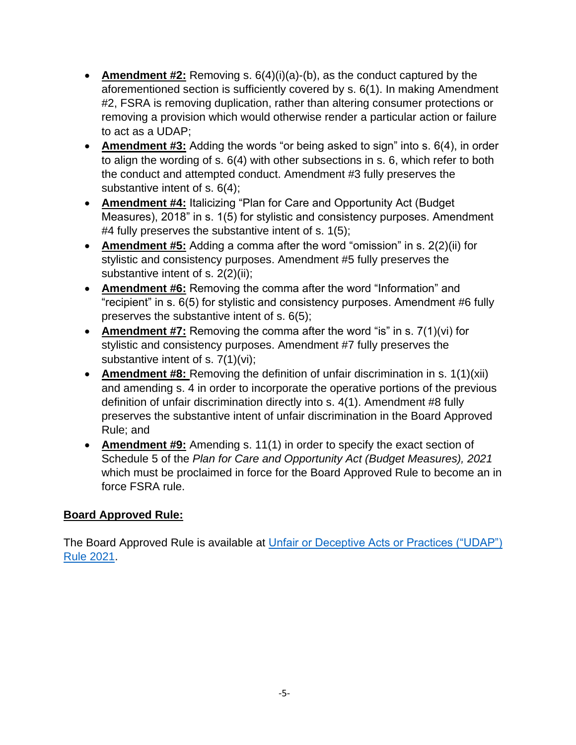- **Amendment #2:** Removing s. 6(4)(i)(a)-(b), as the conduct captured by the aforementioned section is sufficiently covered by s. 6(1). In making Amendment #2, FSRA is removing duplication, rather than altering consumer protections or removing a provision which would otherwise render a particular action or failure to act as a UDAP;
- **Amendment #3:** Adding the words "or being asked to sign" into s. 6(4), in order to align the wording of s. 6(4) with other subsections in s. 6, which refer to both the conduct and attempted conduct. Amendment #3 fully preserves the substantive intent of s. 6(4);
- **Amendment #4:** Italicizing "Plan for Care and Opportunity Act (Budget Measures), 2018" in s. 1(5) for stylistic and consistency purposes. Amendment #4 fully preserves the substantive intent of s. 1(5);
- **Amendment #5:** Adding a comma after the word "omission" in s. 2(2)(ii) for stylistic and consistency purposes. Amendment #5 fully preserves the substantive intent of s. 2(2)(ii);
- **Amendment #6:** Removing the comma after the word "Information" and "recipient" in s. 6(5) for stylistic and consistency purposes. Amendment #6 fully preserves the substantive intent of s. 6(5);
- **Amendment #7:** Removing the comma after the word "is" in s. 7(1)(vi) for stylistic and consistency purposes. Amendment #7 fully preserves the substantive intent of s. 7(1)(vi);
- **Amendment #8:** Removing the definition of unfair discrimination in s. 1(1)(xii) and amending s. 4 in order to incorporate the operative portions of the previous definition of unfair discrimination directly into s. 4(1). Amendment #8 fully preserves the substantive intent of unfair discrimination in the Board Approved Rule; and
- **Amendment #9:** Amending s. 11(1) in order to specify the exact section of Schedule 5 of the *Plan for Care and Opportunity Act (Budget Measures), 2021* which must be proclaimed in force for the Board Approved Rule to become an in force FSRA rule.

**Board Approved Rule:**

The Board Approved Rule is available at Unfair or Deceptive Acts or Practices ("UDAP") Rule 2021.